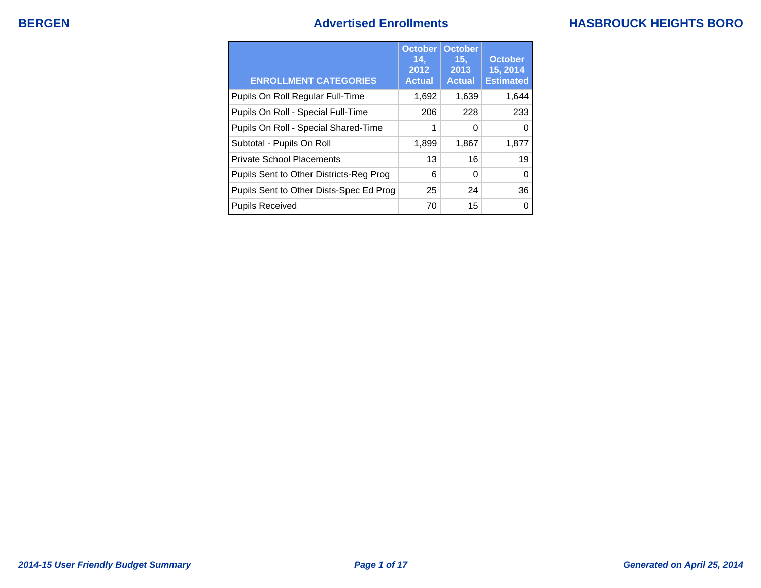# Advertised Enrollments

BERGEN — HASBROUCK HEIGHTS BORO

| ENROLLMENT CATEGORIES | October 14, 2012 Actual | October 15, 2013 Actual | October 15, 2014 Estimated |
|---|---|---|---|
| Pupils On Roll Regular Full-Time | 1,692 | 1,639 | 1,644 |
| Pupils On Roll - Special Full-Time | 206 | 228 | 233 |
| Pupils On Roll - Special Shared-Time | 1 | 0 | 0 |
| Subtotal - Pupils On Roll | 1,899 | 1,867 | 1,877 |
| Private School Placements | 13 | 16 | 19 |
| Pupils Sent to Other Districts-Reg Prog | 6 | 0 | 0 |
| Pupils Sent to Other Dists-Spec Ed Prog | 25 | 24 | 36 |
| Pupils Received | 70 | 15 | 0 |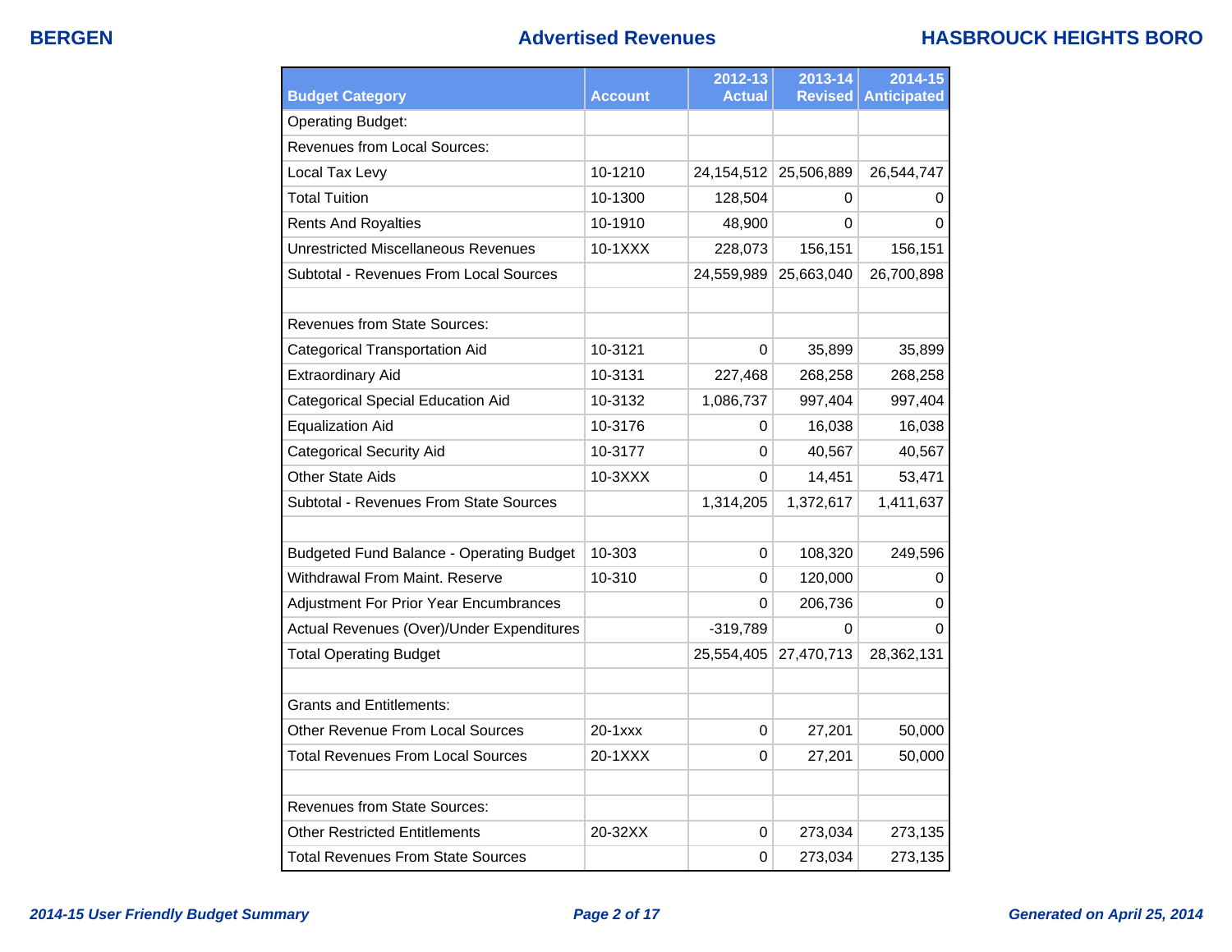# Advertised Revenues

| Budget Category | Account | 2012-13 Actual | 2013-14 Revised | 2014-15 Anticipated |
|---|---|---|---|---|
| Operating Budget: | | | | |
| Revenues from Local Sources: | | | | |
| Local Tax Levy | 10-1210 | 24,154,512 | 25,506,889 | 26,544,747 |
| Total Tuition | 10-1300 | 128,504 | 0 | 0 |
| Rents And Royalties | 10-1910 | 48,900 | 0 | 0 |
| Unrestricted Miscellaneous Revenues | 10-1XXX | 228,073 | 156,151 | 156,151 |
| Subtotal - Revenues From Local Sources | | 24,559,989 | 25,663,040 | 26,700,898 |
| | | | | |
| Revenues from State Sources: | | | | |
| Categorical Transportation Aid | 10-3121 | 0 | 35,899 | 35,899 |
| Extraordinary Aid | 10-3131 | 227,468 | 268,258 | 268,258 |
| Categorical Special Education Aid | 10-3132 | 1,086,737 | 997,404 | 997,404 |
| Equalization Aid | 10-3176 | 0 | 16,038 | 16,038 |
| Categorical Security Aid | 10-3177 | 0 | 40,567 | 40,567 |
| Other State Aids | 10-3XXX | 0 | 14,451 | 53,471 |
| Subtotal - Revenues From State Sources | | 1,314,205 | 1,372,617 | 1,411,637 |
| | | | | |
| Budgeted Fund Balance - Operating Budget | 10-303 | 0 | 108,320 | 249,596 |
| Withdrawal From Maint. Reserve | 10-310 | 0 | 120,000 | 0 |
| Adjustment For Prior Year Encumbrances | | 0 | 206,736 | 0 |
| Actual Revenues (Over)/Under Expenditures | | -319,789 | 0 | 0 |
| Total Operating Budget | | 25,554,405 | 27,470,713 | 28,362,131 |
| | | | | |
| Grants and Entitlements: | | | | |
| Other Revenue From Local Sources | 20-1xxx | 0 | 27,201 | 50,000 |
| Total Revenues From Local Sources | 20-1XXX | 0 | 27,201 | 50,000 |
| | | | | |
| Revenues from State Sources: | | | | |
| Other Restricted Entitlements | 20-32XX | 0 | 273,034 | 273,135 |
| Total Revenues From State Sources | | 0 | 273,034 | 273,135 |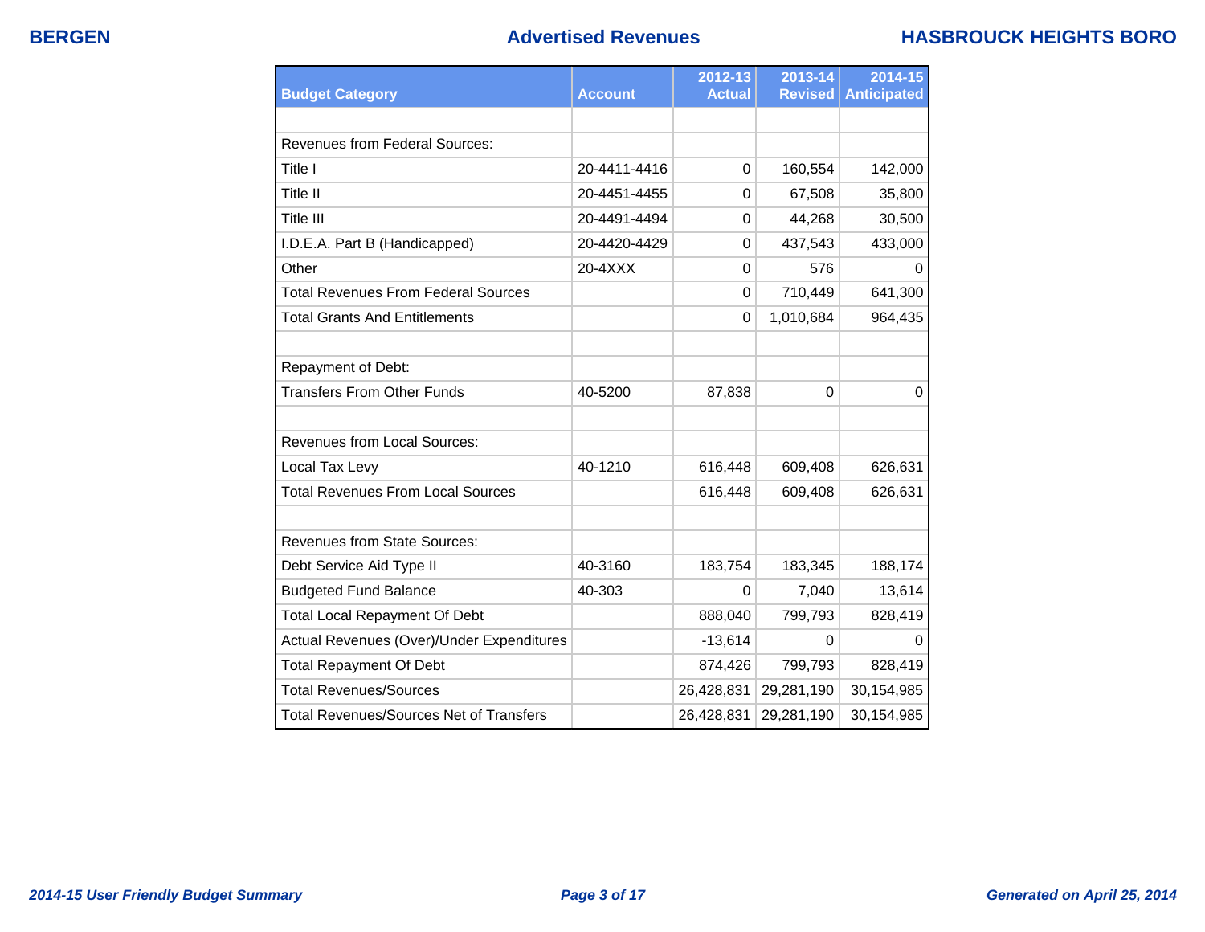# Advertised Revenues

| Budget Category | Account | 2012-13 Actual | 2013-14 Revised | 2014-15 Anticipated |
|---|---|---|---|---|
| | | | | |
| Revenues from Federal Sources: | | | | |
| Title I | 20-4411-4416 | 0 | 160,554 | 142,000 |
| Title II | 20-4451-4455 | 0 | 67,508 | 35,800 |
| Title III | 20-4491-4494 | 0 | 44,268 | 30,500 |
| I.D.E.A. Part B (Handicapped) | 20-4420-4429 | 0 | 437,543 | 433,000 |
| Other | 20-4XXX | 0 | 576 | 0 |
| Total Revenues From Federal Sources | | 0 | 710,449 | 641,300 |
| Total Grants And Entitlements | | 0 | 1,010,684 | 964,435 |
| | | | | |
| Repayment of Debt: | | | | |
| Transfers From Other Funds | 40-5200 | 87,838 | 0 | 0 |
| | | | | |
| Revenues from Local Sources: | | | | |
| Local Tax Levy | 40-1210 | 616,448 | 609,408 | 626,631 |
| Total Revenues From Local Sources | | 616,448 | 609,408 | 626,631 |
| | | | | |
| Revenues from State Sources: | | | | |
| Debt Service Aid Type II | 40-3160 | 183,754 | 183,345 | 188,174 |
| Budgeted Fund Balance | 40-303 | 0 | 7,040 | 13,614 |
| Total Local Repayment Of Debt | | 888,040 | 799,793 | 828,419 |
| Actual Revenues (Over)/Under Expenditures | | -13,614 | 0 | 0 |
| Total Repayment Of Debt | | 874,426 | 799,793 | 828,419 |
| Total Revenues/Sources | | 26,428,831 | 29,281,190 | 30,154,985 |
| Total Revenues/Sources Net of Transfers | | 26,428,831 | 29,281,190 | 30,154,985 |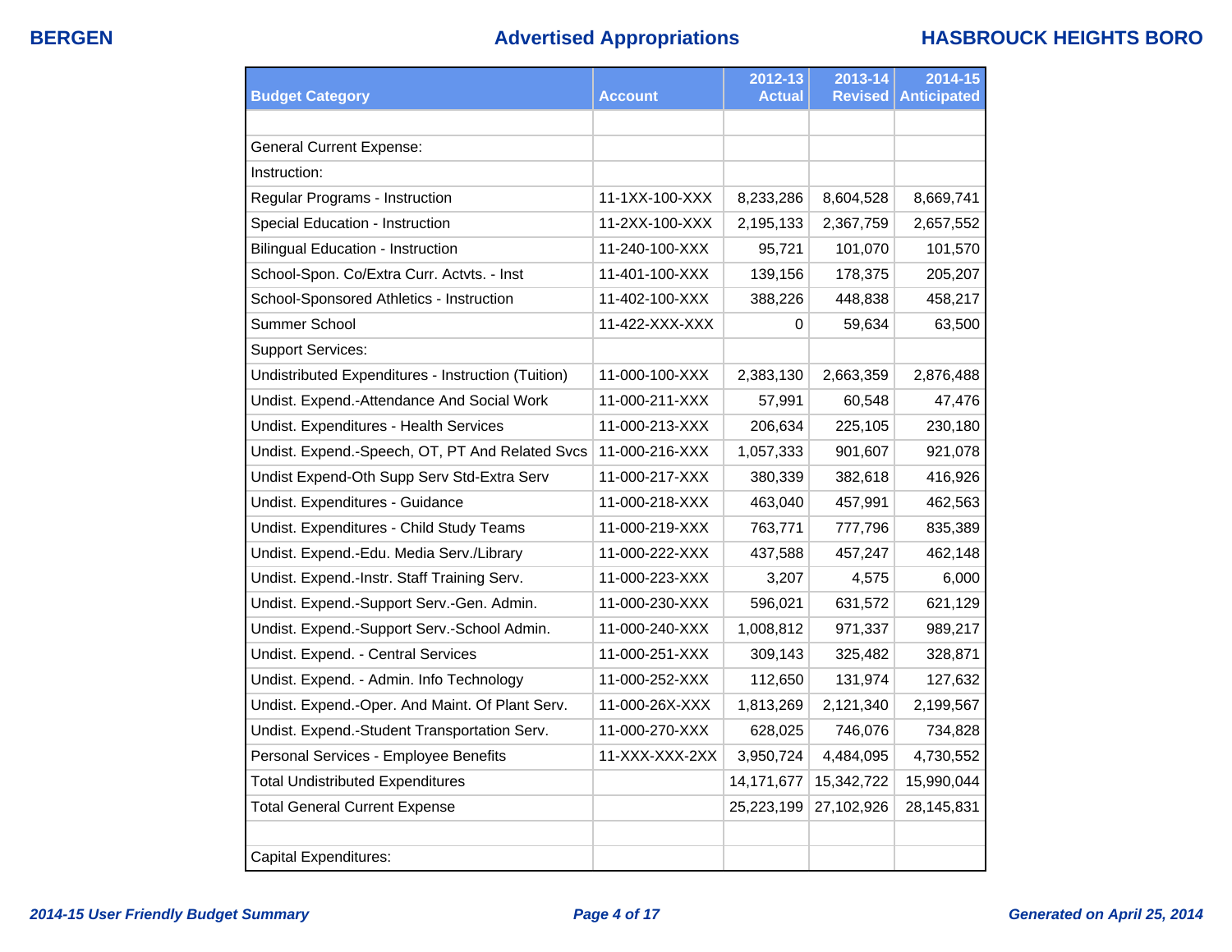# Advertised Appropriations

| Budget Category | Account | 2012-13 Actual | 2013-14 Revised | 2014-15 Anticipated |
|---|---|---|---|---|
| | | | | |
| General Current Expense: | | | | |
| Instruction: | | | | |
| Regular Programs - Instruction | 11-1XX-100-XXX | 8,233,286 | 8,604,528 | 8,669,741 |
| Special Education - Instruction | 11-2XX-100-XXX | 2,195,133 | 2,367,759 | 2,657,552 |
| Bilingual Education - Instruction | 11-240-100-XXX | 95,721 | 101,070 | 101,570 |
| School-Spon. Co/Extra Curr. Actvts. - Inst | 11-401-100-XXX | 139,156 | 178,375 | 205,207 |
| School-Sponsored Athletics - Instruction | 11-402-100-XXX | 388,226 | 448,838 | 458,217 |
| Summer School | 11-422-XXX-XXX | 0 | 59,634 | 63,500 |
| Support Services: | | | | |
| Undistributed Expenditures - Instruction (Tuition) | 11-000-100-XXX | 2,383,130 | 2,663,359 | 2,876,488 |
| Undist. Expend.-Attendance And Social Work | 11-000-211-XXX | 57,991 | 60,548 | 47,476 |
| Undist. Expenditures - Health Services | 11-000-213-XXX | 206,634 | 225,105 | 230,180 |
| Undist. Expend.-Speech, OT, PT And Related Svcs | 11-000-216-XXX | 1,057,333 | 901,607 | 921,078 |
| Undist Expend-Oth Supp Serv Std-Extra Serv | 11-000-217-XXX | 380,339 | 382,618 | 416,926 |
| Undist. Expenditures - Guidance | 11-000-218-XXX | 463,040 | 457,991 | 462,563 |
| Undist. Expenditures - Child Study Teams | 11-000-219-XXX | 763,771 | 777,796 | 835,389 |
| Undist. Expend.-Edu. Media Serv./Library | 11-000-222-XXX | 437,588 | 457,247 | 462,148 |
| Undist. Expend.-Instr. Staff Training Serv. | 11-000-223-XXX | 3,207 | 4,575 | 6,000 |
| Undist. Expend.-Support Serv.-Gen. Admin. | 11-000-230-XXX | 596,021 | 631,572 | 621,129 |
| Undist. Expend.-Support Serv.-School Admin. | 11-000-240-XXX | 1,008,812 | 971,337 | 989,217 |
| Undist. Expend. - Central Services | 11-000-251-XXX | 309,143 | 325,482 | 328,871 |
| Undist. Expend. - Admin. Info Technology | 11-000-252-XXX | 112,650 | 131,974 | 127,632 |
| Undist. Expend.-Oper. And Maint. Of Plant Serv. | 11-000-26X-XXX | 1,813,269 | 2,121,340 | 2,199,567 |
| Undist. Expend.-Student Transportation Serv. | 11-000-270-XXX | 628,025 | 746,076 | 734,828 |
| Personal Services - Employee Benefits | 11-XXX-XXX-2XX | 3,950,724 | 4,484,095 | 4,730,552 |
| Total Undistributed Expenditures | | 14,171,677 | 15,342,722 | 15,990,044 |
| Total General Current Expense | | 25,223,199 | 27,102,926 | 28,145,831 |
| | | | | |
| Capital Expenditures: | | | | |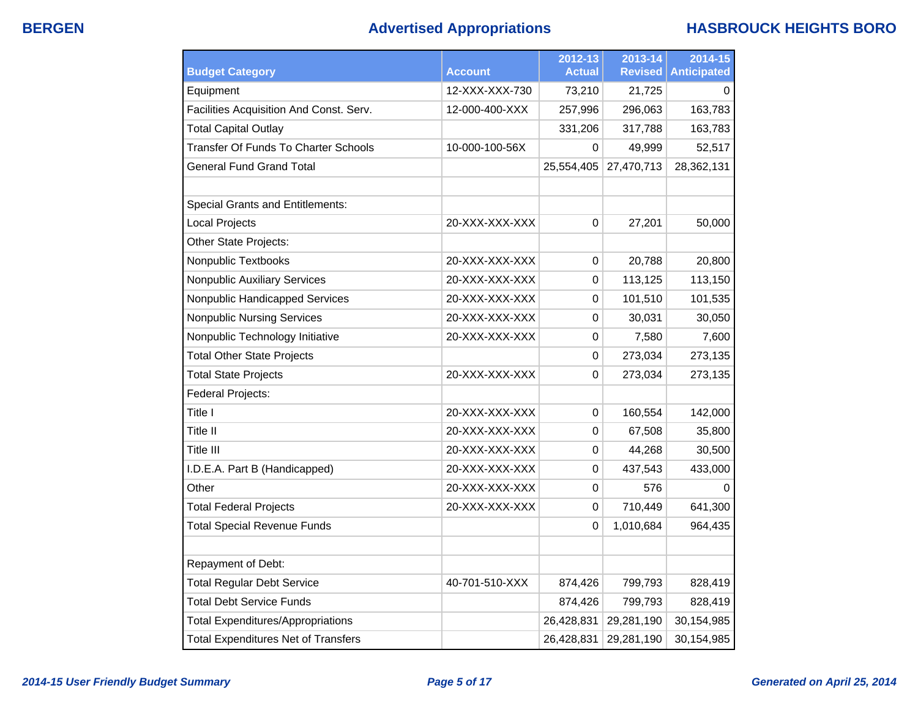| Budget Category | Account | 2012-13 Actual | 2013-14 Revised | 2014-15 Anticipated |
|---|---|---|---|---|
| Equipment | 12-XXX-XXX-730 | 73,210 | 21,725 | 0 |
| Facilities Acquisition And Const. Serv. | 12-000-400-XXX | 257,996 | 296,063 | 163,783 |
| Total Capital Outlay | | 331,206 | 317,788 | 163,783 |
| Transfer Of Funds To Charter Schools | 10-000-100-56X | 0 | 49,999 | 52,517 |
| General Fund Grand Total | | 25,554,405 | 27,470,713 | 28,362,131 |
| | | | | |
| Special Grants and Entitlements: | | | | |
| Local Projects | 20-XXX-XXX-XXX | 0 | 27,201 | 50,000 |
| Other State Projects: | | | | |
| Nonpublic Textbooks | 20-XXX-XXX-XXX | 0 | 20,788 | 20,800 |
| Nonpublic Auxiliary Services | 20-XXX-XXX-XXX | 0 | 113,125 | 113,150 |
| Nonpublic Handicapped Services | 20-XXX-XXX-XXX | 0 | 101,510 | 101,535 |
| Nonpublic Nursing Services | 20-XXX-XXX-XXX | 0 | 30,031 | 30,050 |
| Nonpublic Technology Initiative | 20-XXX-XXX-XXX | 0 | 7,580 | 7,600 |
| Total Other State Projects | | 0 | 273,034 | 273,135 |
| Total State Projects | 20-XXX-XXX-XXX | 0 | 273,034 | 273,135 |
| Federal Projects: | | | | |
| Title I | 20-XXX-XXX-XXX | 0 | 160,554 | 142,000 |
| Title II | 20-XXX-XXX-XXX | 0 | 67,508 | 35,800 |
| Title III | 20-XXX-XXX-XXX | 0 | 44,268 | 30,500 |
| I.D.E.A. Part B (Handicapped) | 20-XXX-XXX-XXX | 0 | 437,543 | 433,000 |
| Other | 20-XXX-XXX-XXX | 0 | 576 | 0 |
| Total Federal Projects | 20-XXX-XXX-XXX | 0 | 710,449 | 641,300 |
| Total Special Revenue Funds | | 0 | 1,010,684 | 964,435 |
| | | | | |
| Repayment of Debt: | | | | |
| Total Regular Debt Service | 40-701-510-XXX | 874,426 | 799,793 | 828,419 |
| Total Debt Service Funds | | 874,426 | 799,793 | 828,419 |
| Total Expenditures/Appropriations | | 26,428,831 | 29,281,190 | 30,154,985 |
| Total Expenditures Net of Transfers | | 26,428,831 | 29,281,190 | 30,154,985 |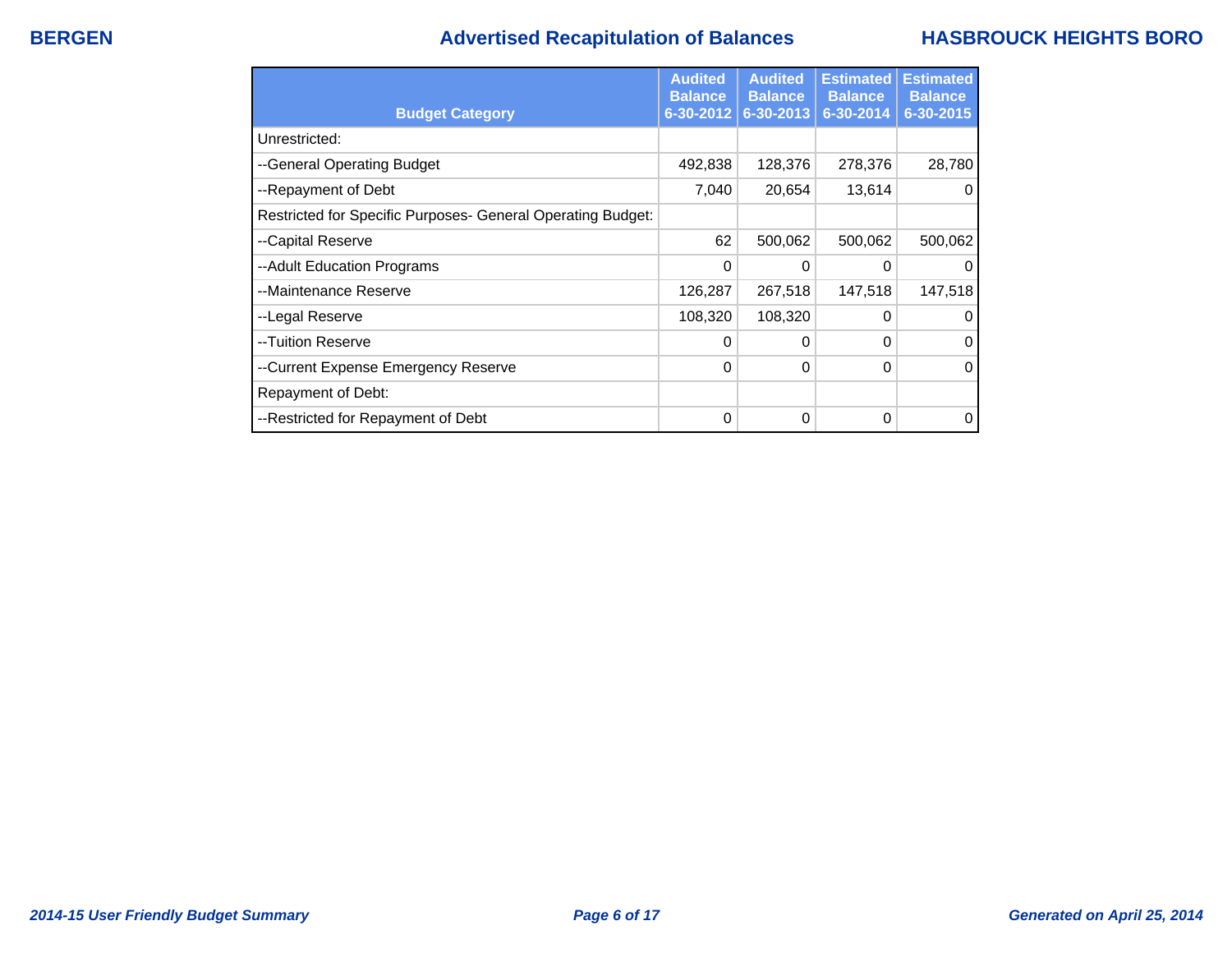# Advertised Recapitulation of Balances

| Budget Category | Audited Balance 6-30-2012 | Audited Balance 6-30-2013 | Estimated Balance 6-30-2014 | Estimated Balance 6-30-2015 |
|---|---|---|---|---|
| Unrestricted: | | | | |
| --General Operating Budget | 492,838 | 128,376 | 278,376 | 28,780 |
| --Repayment of Debt | 7,040 | 20,654 | 13,614 | 0 |
| Restricted for Specific Purposes- General Operating Budget: | | | | |
| --Capital Reserve | 62 | 500,062 | 500,062 | 500,062 |
| --Adult Education Programs | 0 | 0 | 0 | 0 |
| --Maintenance Reserve | 126,287 | 267,518 | 147,518 | 147,518 |
| --Legal Reserve | 108,320 | 108,320 | 0 | 0 |
| --Tuition Reserve | 0 | 0 | 0 | 0 |
| --Current Expense Emergency Reserve | 0 | 0 | 0 | 0 |
| Repayment of Debt: | | | | |
| --Restricted for Repayment of Debt | 0 | 0 | 0 | 0 |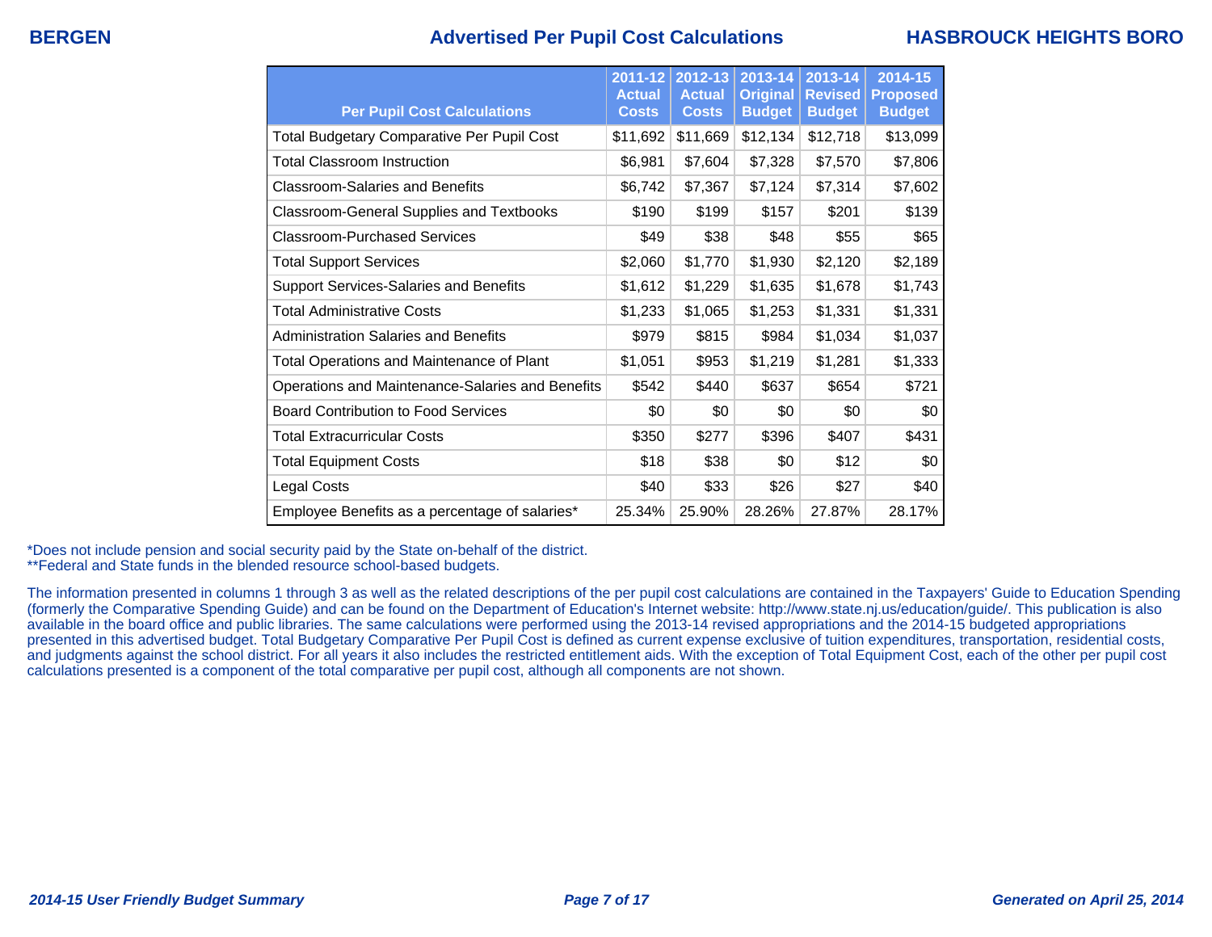# Advertised Per Pupil Cost Calculations

**BERGEN** — **HASBROUCK HEIGHTS BORO**

| Per Pupil Cost Calculations | 2011-12 Actual Costs | 2012-13 Actual Costs | 2013-14 Original Budget | 2013-14 Revised Budget | 2014-15 Proposed Budget |
|---|---|---|---|---|---|
| Total Budgetary Comparative Per Pupil Cost | $11,692 | $11,669 | $12,134 | $12,718 | $13,099 |
| Total Classroom Instruction | $6,981 | $7,604 | $7,328 | $7,570 | $7,806 |
| Classroom-Salaries and Benefits | $6,742 | $7,367 | $7,124 | $7,314 | $7,602 |
| Classroom-General Supplies and Textbooks | $190 | $199 | $157 | $201 | $139 |
| Classroom-Purchased Services | $49 | $38 | $48 | $55 | $65 |
| Total Support Services | $2,060 | $1,770 | $1,930 | $2,120 | $2,189 |
| Support Services-Salaries and Benefits | $1,612 | $1,229 | $1,635 | $1,678 | $1,743 |
| Total Administrative Costs | $1,233 | $1,065 | $1,253 | $1,331 | $1,331 |
| Administration Salaries and Benefits | $979 | $815 | $984 | $1,034 | $1,037 |
| Total Operations and Maintenance of Plant | $1,051 | $953 | $1,219 | $1,281 | $1,333 |
| Operations and Maintenance-Salaries and Benefits | $542 | $440 | $637 | $654 | $721 |
| Board Contribution to Food Services | $0 | $0 | $0 | $0 | $0 |
| Total Extracurricular Costs | $350 | $277 | $396 | $407 | $431 |
| Total Equipment Costs | $18 | $38 | $0 | $12 | $0 |
| Legal Costs | $40 | $33 | $26 | $27 | $40 |
| Employee Benefits as a percentage of salaries* | 25.34% | 25.90% | 28.26% | 27.87% | 28.17% |

*Does not include pension and social security paid by the State on-behalf of the district.
**Federal and State funds in the blended resource school-based budgets.

The information presented in columns 1 through 3 as well as the related descriptions of the per pupil cost calculations are contained in the Taxpayers' Guide to Education Spending (formerly the Comparative Spending Guide) and can be found on the Department of Education's Internet website: http://www.state.nj.us/education/guide/. This publication is also available in the board office and public libraries. The same calculations were performed using the 2013-14 revised appropriations and the 2014-15 budgeted appropriations presented in this advertised budget. Total Budgetary Comparative Per Pupil Cost is defined as current expense exclusive of tuition expenditures, transportation, residential costs, and judgments against the school district. For all years it also includes the restricted entitlement aids. With the exception of Total Equipment Cost, each of the other per pupil cost calculations presented is a component of the total comparative per pupil cost, although all components are not shown.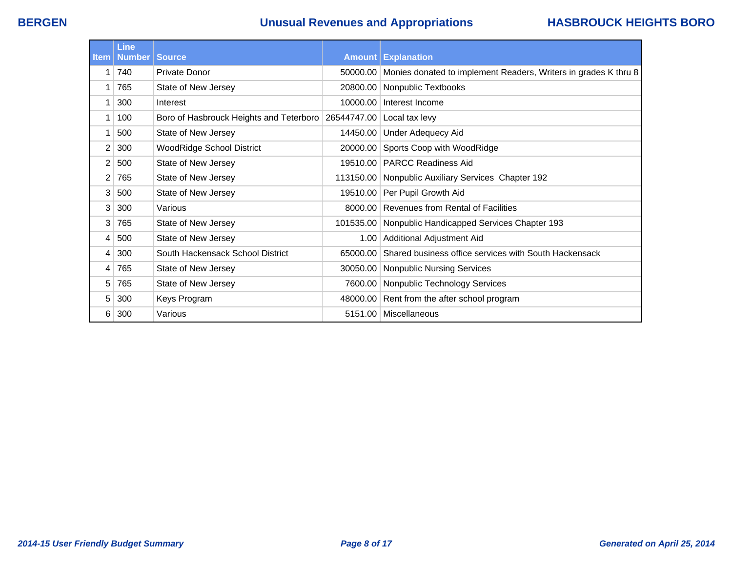# Unusual Revenues and Appropriations

| Item | Line Number | Source | Amount | Explanation |
|---|---|---|---|---|
| 1 | 740 | Private Donor | 50000.00 | Monies donated to implement Readers, Writers in grades K thru 8 |
| 1 | 765 | State of New Jersey | 20800.00 | Nonpublic Textbooks |
| 1 | 300 | Interest | 10000.00 | Interest Income |
| 1 | 100 | Boro of Hasbrouck Heights and Teterboro | 26544747.00 | Local tax levy |
| 1 | 500 | State of New Jersey | 14450.00 | Under Adequecy Aid |
| 2 | 300 | WoodRidge School District | 20000.00 | Sports Coop with WoodRidge |
| 2 | 500 | State of New Jersey | 19510.00 | PARCC Readiness Aid |
| 2 | 765 | State of New Jersey | 113150.00 | Nonpublic Auxiliary Services Chapter 192 |
| 3 | 500 | State of New Jersey | 19510.00 | Per Pupil Growth Aid |
| 3 | 300 | Various | 8000.00 | Revenues from Rental of Facilities |
| 3 | 765 | State of New Jersey | 101535.00 | Nonpublic Handicapped Services Chapter 193 |
| 4 | 500 | State of New Jersey | 1.00 | Additional Adjustment Aid |
| 4 | 300 | South Hackensack School District | 65000.00 | Shared business office services with South Hackensack |
| 4 | 765 | State of New Jersey | 30050.00 | Nonpublic Nursing Services |
| 5 | 765 | State of New Jersey | 7600.00 | Nonpublic Technology Services |
| 5 | 300 | Keys Program | 48000.00 | Rent from the after school program |
| 6 | 300 | Various | 5151.00 | Miscellaneous |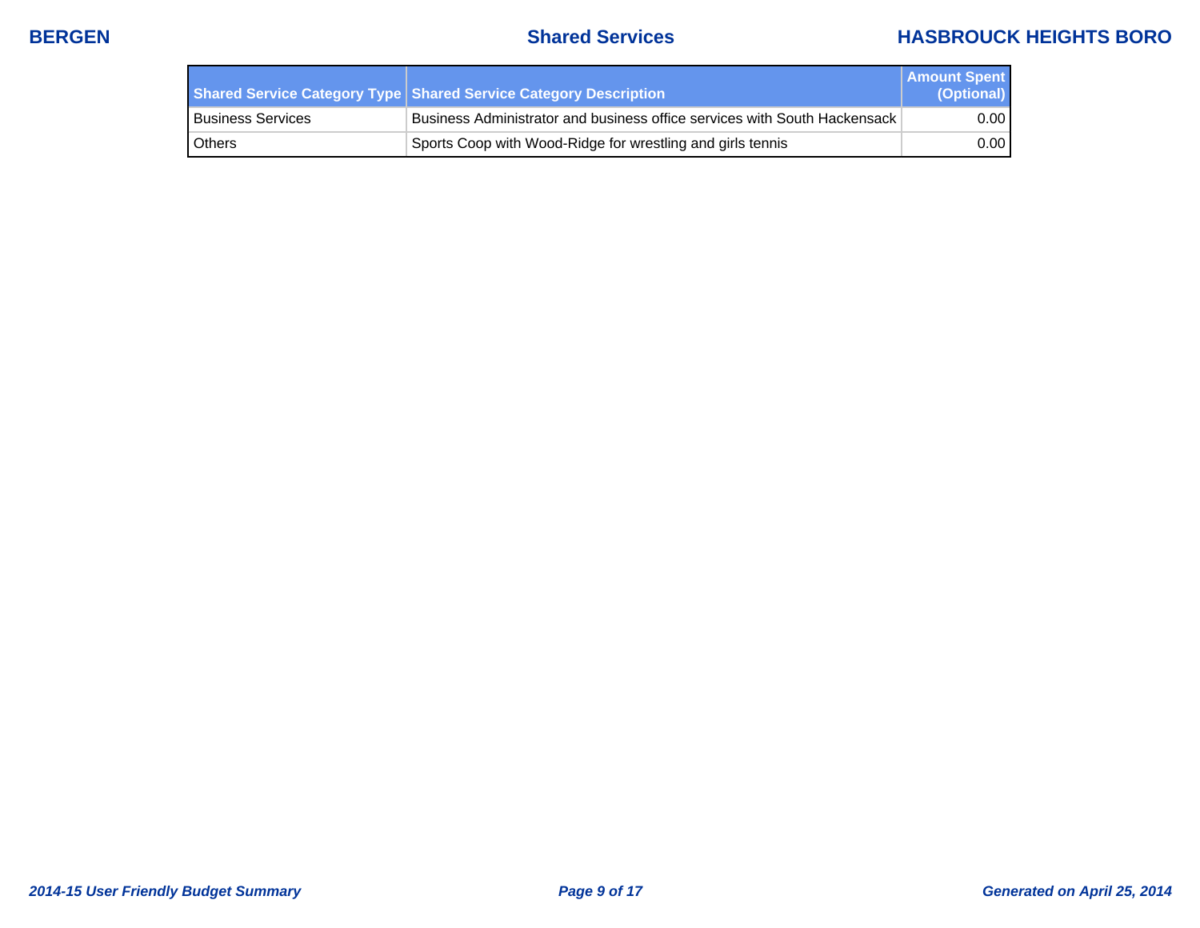| Shared Service Category Type | Shared Service Category Description | Amount Spent (Optional) |
|---|---|---|
| Business Services | Business Administrator and business office services with South Hackensack | 0.00 |
| Others | Sports Coop with Wood-Ridge for wrestling and girls tennis | 0.00 |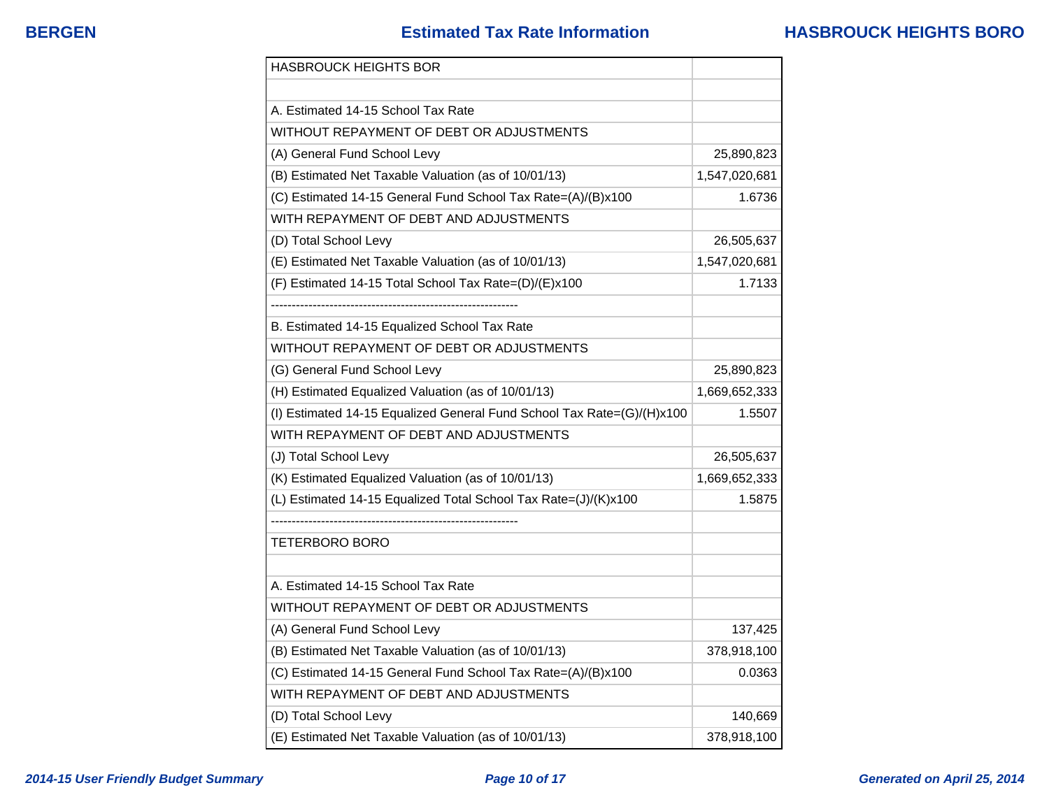# Estimated Tax Rate Information

| HASBROUCK HEIGHTS BOR | |
|---|---|
| | |
| A. Estimated 14-15 School Tax Rate | |
| WITHOUT REPAYMENT OF DEBT OR ADJUSTMENTS | |
| (A) General Fund School Levy | 25,890,823 |
| (B) Estimated Net Taxable Valuation (as of 10/01/13) | 1,547,020,681 |
| (C) Estimated 14-15 General Fund School Tax Rate=(A)/(B)x100 | 1.6736 |
| WITH REPAYMENT OF DEBT AND ADJUSTMENTS | |
| (D) Total School Levy | 26,505,637 |
| (E) Estimated Net Taxable Valuation (as of 10/01/13) | 1,547,020,681 |
| (F) Estimated 14-15 Total School Tax Rate=(D)/(E)x100 | 1.7133 |
| ------------------------------------------------------------ | |
| B. Estimated 14-15 Equalized School Tax Rate | |
| WITHOUT REPAYMENT OF DEBT OR ADJUSTMENTS | |
| (G) General Fund School Levy | 25,890,823 |
| (H) Estimated Equalized Valuation (as of 10/01/13) | 1,669,652,333 |
| (I) Estimated 14-15 Equalized General Fund School Tax Rate=(G)/(H)x100 | 1.5507 |
| WITH REPAYMENT OF DEBT AND ADJUSTMENTS | |
| (J) Total School Levy | 26,505,637 |
| (K) Estimated Equalized Valuation (as of 10/01/13) | 1,669,652,333 |
| (L) Estimated 14-15 Equalized Total School Tax Rate=(J)/(K)x100 | 1.5875 |
| ------------------------------------------------------------ | |
| TETERBORO BORO | |
| | |
| A. Estimated 14-15 School Tax Rate | |
| WITHOUT REPAYMENT OF DEBT OR ADJUSTMENTS | |
| (A) General Fund School Levy | 137,425 |
| (B) Estimated Net Taxable Valuation (as of 10/01/13) | 378,918,100 |
| (C) Estimated 14-15 General Fund School Tax Rate=(A)/(B)x100 | 0.0363 |
| WITH REPAYMENT OF DEBT AND ADJUSTMENTS | |
| (D) Total School Levy | 140,669 |
| (E) Estimated Net Taxable Valuation (as of 10/01/13) | 378,918,100 |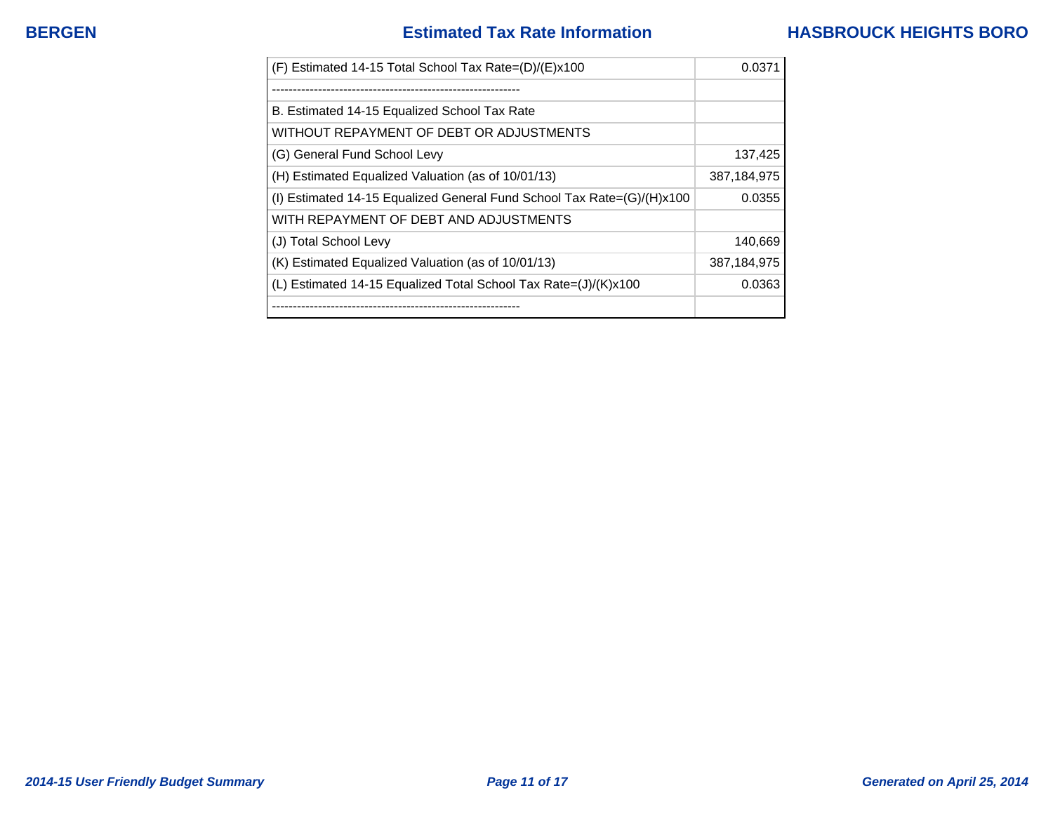## Estimated Tax Rate Information

| | |
|---|---|
| (F) Estimated 14-15 Total School Tax Rate=(D)/(E)x100 | 0.0371 |
| ------------------------------------------------------------ | |
| B. Estimated 14-15 Equalized School Tax Rate | |
| WITHOUT REPAYMENT OF DEBT OR ADJUSTMENTS | |
| (G) General Fund School Levy | 137,425 |
| (H) Estimated Equalized Valuation (as of 10/01/13) | 387,184,975 |
| (I) Estimated 14-15 Equalized General Fund School Tax Rate=(G)/(H)x100 | 0.0355 |
| WITH REPAYMENT OF DEBT AND ADJUSTMENTS | |
| (J) Total School Levy | 140,669 |
| (K) Estimated Equalized Valuation (as of 10/01/13) | 387,184,975 |
| (L) Estimated 14-15 Equalized Total School Tax Rate=(J)/(K)x100 | 0.0363 |
| ------------------------------------------------------------ | |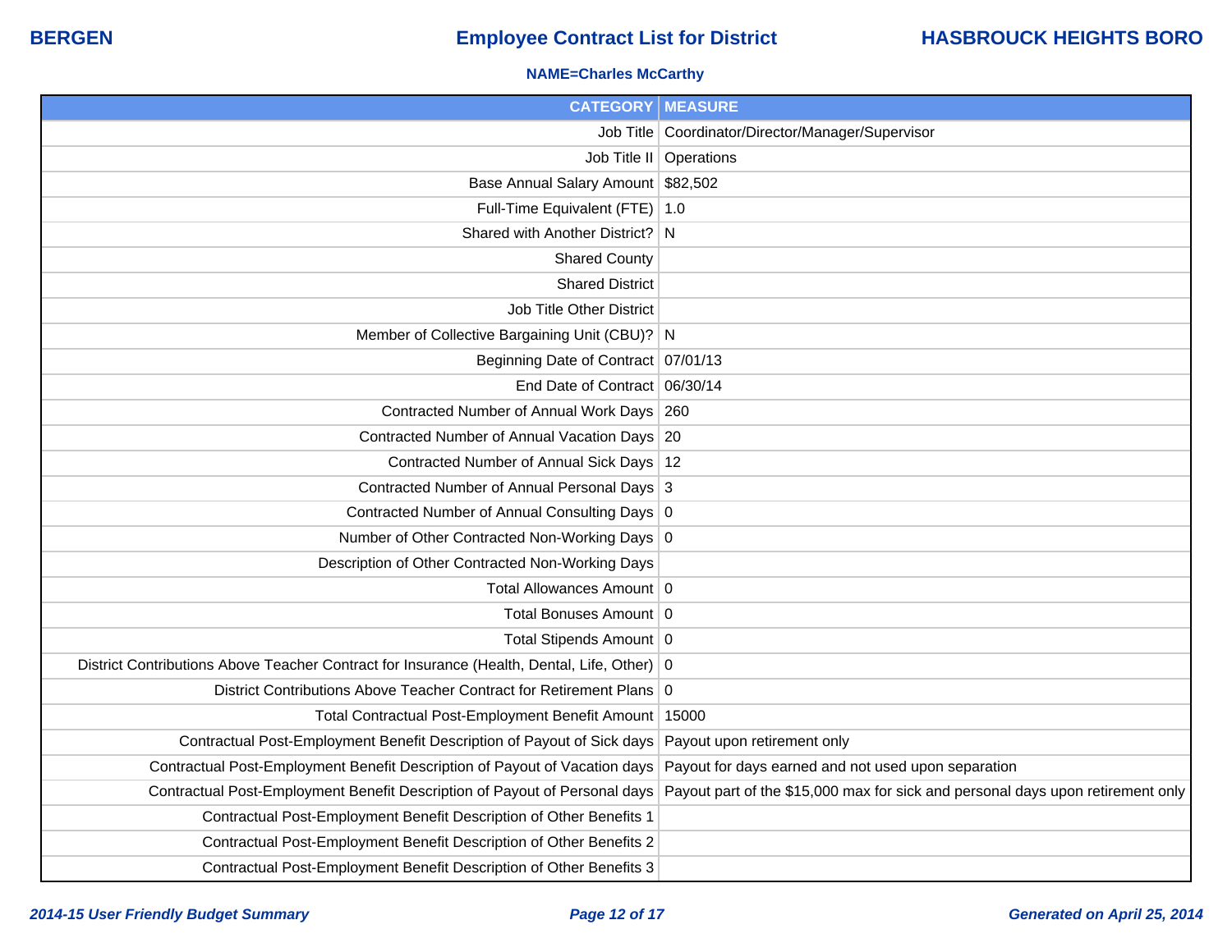**BERGEN** | **Employee Contract List for District** | **HASBROUCK HEIGHTS BORO**

**NAME=Charles McCarthy**

| CATEGORY | MEASURE |
|---|---|
| Job Title | Coordinator/Director/Manager/Supervisor |
| Job Title II | Operations |
| Base Annual Salary Amount | $82,502 |
| Full-Time Equivalent (FTE) | 1.0 |
| Shared with Another District? | N |
| Shared County | |
| Shared District | |
| Job Title Other District | |
| Member of Collective Bargaining Unit (CBU)? | N |
| Beginning Date of Contract | 07/01/13 |
| End Date of Contract | 06/30/14 |
| Contracted Number of Annual Work Days | 260 |
| Contracted Number of Annual Vacation Days | 20 |
| Contracted Number of Annual Sick Days | 12 |
| Contracted Number of Annual Personal Days | 3 |
| Contracted Number of Annual Consulting Days | 0 |
| Number of Other Contracted Non-Working Days | 0 |
| Description of Other Contracted Non-Working Days | |
| Total Allowances Amount | 0 |
| Total Bonuses Amount | 0 |
| Total Stipends Amount | 0 |
| District Contributions Above Teacher Contract for Insurance (Health, Dental, Life, Other) | 0 |
| District Contributions Above Teacher Contract for Retirement Plans | 0 |
| Total Contractual Post-Employment Benefit Amount | 15000 |
| Contractual Post-Employment Benefit Description of Payout of Sick days | Payout upon retirement only |
| Contractual Post-Employment Benefit Description of Payout of Vacation days | Payout for days earned and not used upon separation |
| Contractual Post-Employment Benefit Description of Payout of Personal days | Payout part of the $15,000 max for sick and personal days upon retirement only |
| Contractual Post-Employment Benefit Description of Other Benefits 1 | |
| Contractual Post-Employment Benefit Description of Other Benefits 2 | |
| Contractual Post-Employment Benefit Description of Other Benefits 3 | |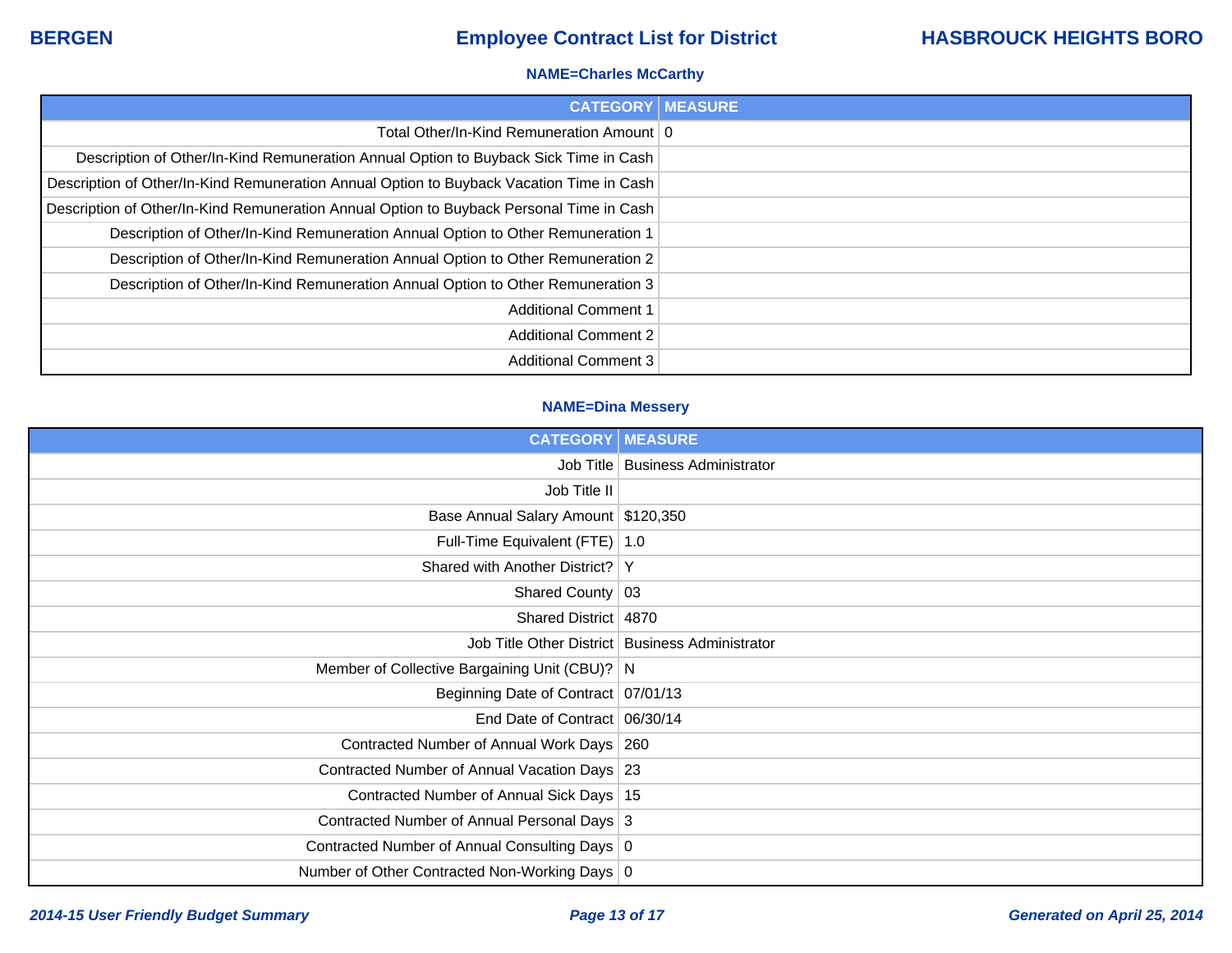**NAME=Charles McCarthy**

| CATEGORY | MEASURE |
| --- | --- |
| Total Other/In-Kind Remuneration Amount | 0 |
| Description of Other/In-Kind Remuneration Annual Option to Buyback Sick Time in Cash | |
| Description of Other/In-Kind Remuneration Annual Option to Buyback Vacation Time in Cash | |
| Description of Other/In-Kind Remuneration Annual Option to Buyback Personal Time in Cash | |
| Description of Other/In-Kind Remuneration Annual Option to Other Remuneration 1 | |
| Description of Other/In-Kind Remuneration Annual Option to Other Remuneration 2 | |
| Description of Other/In-Kind Remuneration Annual Option to Other Remuneration 3 | |
| Additional Comment 1 | |
| Additional Comment 2 | |
| Additional Comment 3 | |

**NAME=Dina Messery**

| CATEGORY | MEASURE |
| --- | --- |
| Job Title | Business Administrator |
| Job Title II | |
| Base Annual Salary Amount | $120,350 |
| Full-Time Equivalent (FTE) | 1.0 |
| Shared with Another District? | Y |
| Shared County | 03 |
| Shared District | 4870 |
| Job Title Other District | Business Administrator |
| Member of Collective Bargaining Unit (CBU)? | N |
| Beginning Date of Contract | 07/01/13 |
| End Date of Contract | 06/30/14 |
| Contracted Number of Annual Work Days | 260 |
| Contracted Number of Annual Vacation Days | 23 |
| Contracted Number of Annual Sick Days | 15 |
| Contracted Number of Annual Personal Days | 3 |
| Contracted Number of Annual Consulting Days | 0 |
| Number of Other Contracted Non-Working Days | 0 |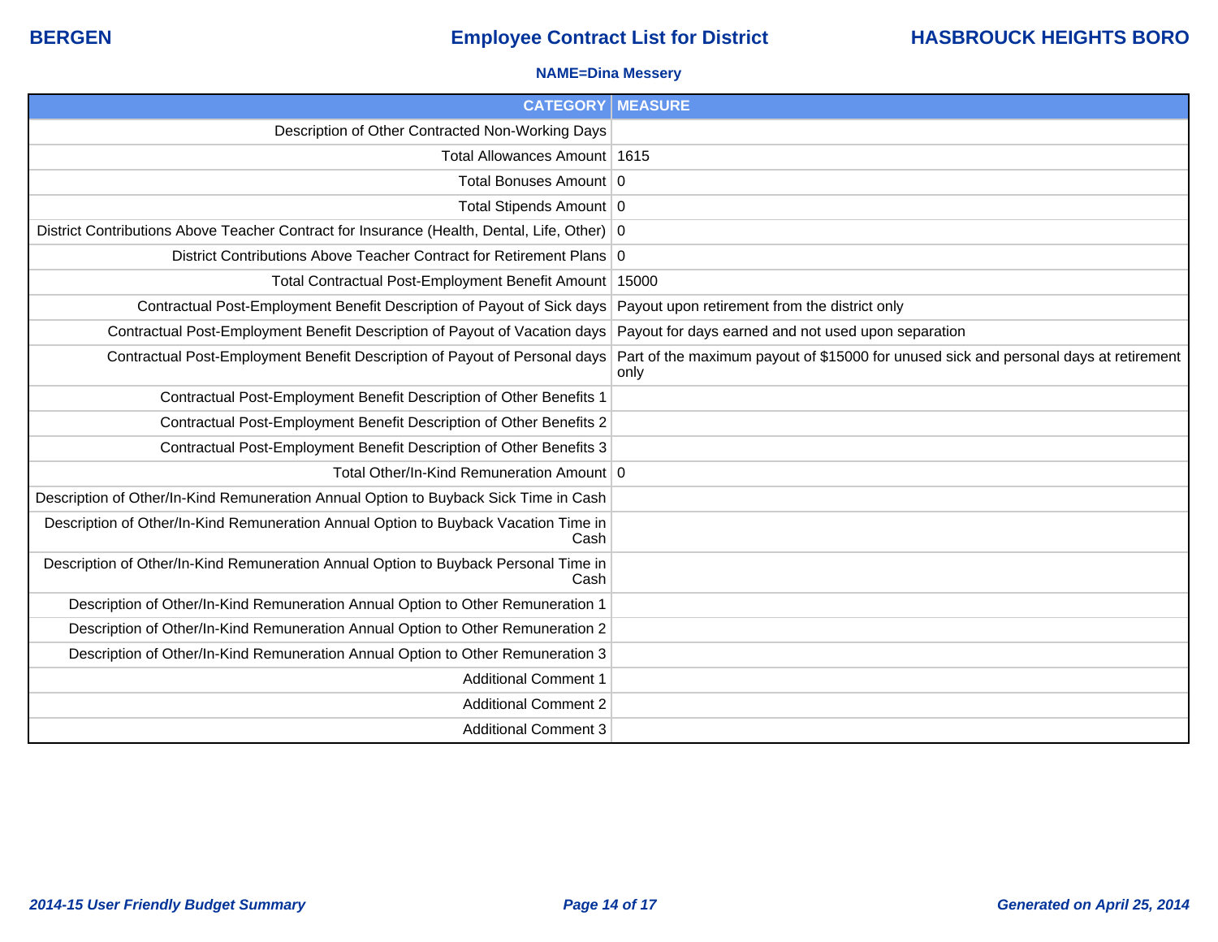**BERGEN** | **Employee Contract List for District** | **HASBROUCK HEIGHTS BORO**

**NAME=Dina Messery**

| CATEGORY | MEASURE |
|---|---|
| Description of Other Contracted Non-Working Days | |
| Total Allowances Amount | 1615 |
| Total Bonuses Amount | 0 |
| Total Stipends Amount | 0 |
| District Contributions Above Teacher Contract for Insurance (Health, Dental, Life, Other) | 0 |
| District Contributions Above Teacher Contract for Retirement Plans | 0 |
| Total Contractual Post-Employment Benefit Amount | 15000 |
| Contractual Post-Employment Benefit Description of Payout of Sick days | Payout upon retirement from the district only |
| Contractual Post-Employment Benefit Description of Payout of Vacation days | Payout for days earned and not used upon separation |
| Contractual Post-Employment Benefit Description of Payout of Personal days | Part of the maximum payout of $15000 for unused sick and personal days at retirement only |
| Contractual Post-Employment Benefit Description of Other Benefits 1 | |
| Contractual Post-Employment Benefit Description of Other Benefits 2 | |
| Contractual Post-Employment Benefit Description of Other Benefits 3 | |
| Total Other/In-Kind Remuneration Amount | 0 |
| Description of Other/In-Kind Remuneration Annual Option to Buyback Sick Time in Cash | |
| Description of Other/In-Kind Remuneration Annual Option to Buyback Vacation Time in Cash | |
| Description of Other/In-Kind Remuneration Annual Option to Buyback Personal Time in Cash | |
| Description of Other/In-Kind Remuneration Annual Option to Other Remuneration 1 | |
| Description of Other/In-Kind Remuneration Annual Option to Other Remuneration 2 | |
| Description of Other/In-Kind Remuneration Annual Option to Other Remuneration 3 | |
| Additional Comment 1 | |
| Additional Comment 2 | |
| Additional Comment 3 | |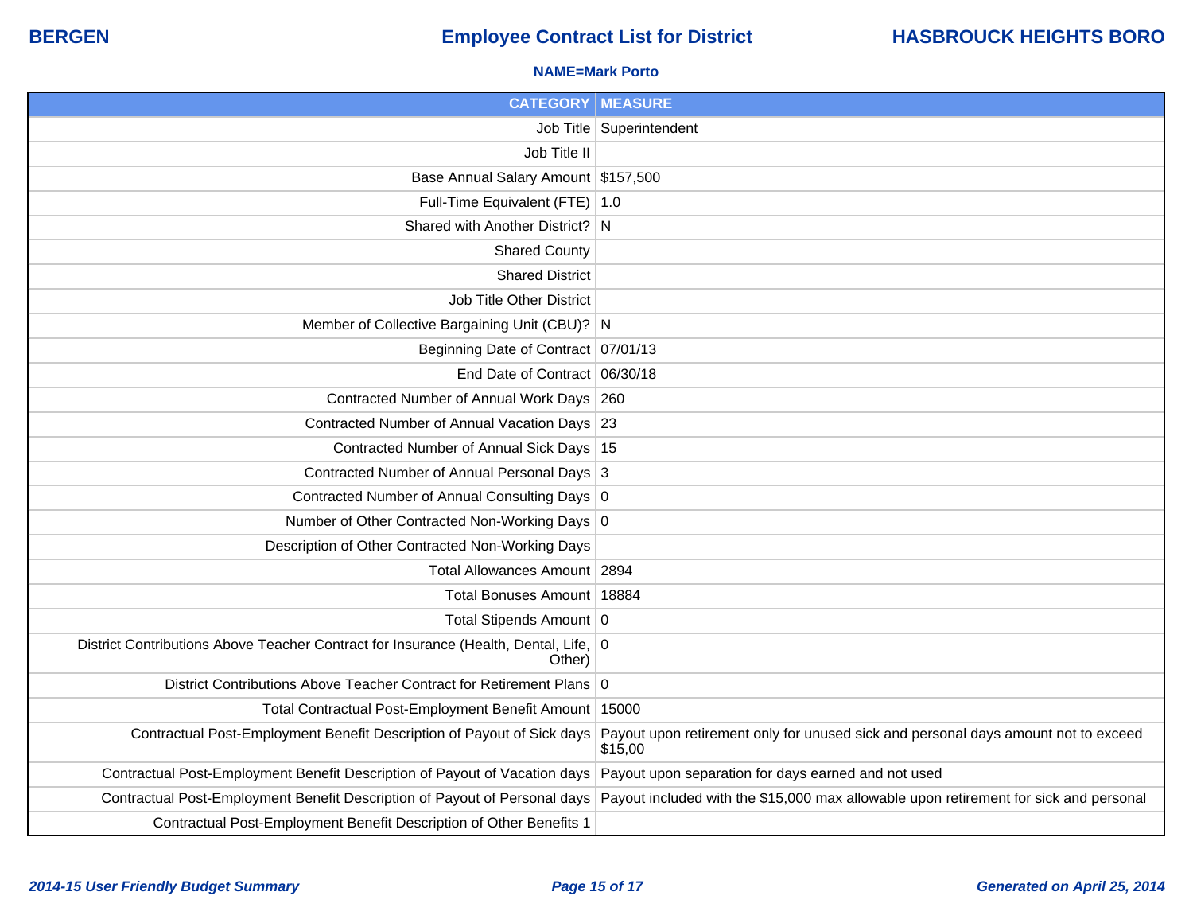BERGEN

# Employee Contract List for District

HASBROUCK HEIGHTS BORO

**NAME=Mark Porto**

| CATEGORY | MEASURE |
|---|---|
| Job Title | Superintendent |
| Job Title II | |
| Base Annual Salary Amount | $157,500 |
| Full-Time Equivalent (FTE) | 1.0 |
| Shared with Another District? | N |
| Shared County | |
| Shared District | |
| Job Title Other District | |
| Member of Collective Bargaining Unit (CBU)? | N |
| Beginning Date of Contract | 07/01/13 |
| End Date of Contract | 06/30/18 |
| Contracted Number of Annual Work Days | 260 |
| Contracted Number of Annual Vacation Days | 23 |
| Contracted Number of Annual Sick Days | 15 |
| Contracted Number of Annual Personal Days | 3 |
| Contracted Number of Annual Consulting Days | 0 |
| Number of Other Contracted Non-Working Days | 0 |
| Description of Other Contracted Non-Working Days | |
| Total Allowances Amount | 2894 |
| Total Bonuses Amount | 18884 |
| Total Stipends Amount | 0 |
| District Contributions Above Teacher Contract for Insurance (Health, Dental, Life, Other) | 0 |
| District Contributions Above Teacher Contract for Retirement Plans | 0 |
| Total Contractual Post-Employment Benefit Amount | 15000 |
| Contractual Post-Employment Benefit Description of Payout of Sick days | Payout upon retirement only for unused sick and personal days amount not to exceed $15,00 |
| Contractual Post-Employment Benefit Description of Payout of Vacation days | Payout upon separation for days earned and not used |
| Contractual Post-Employment Benefit Description of Payout of Personal days | Payout included with the $15,000 max allowable upon retirement for sick and personal |
| Contractual Post-Employment Benefit Description of Other Benefits 1 | |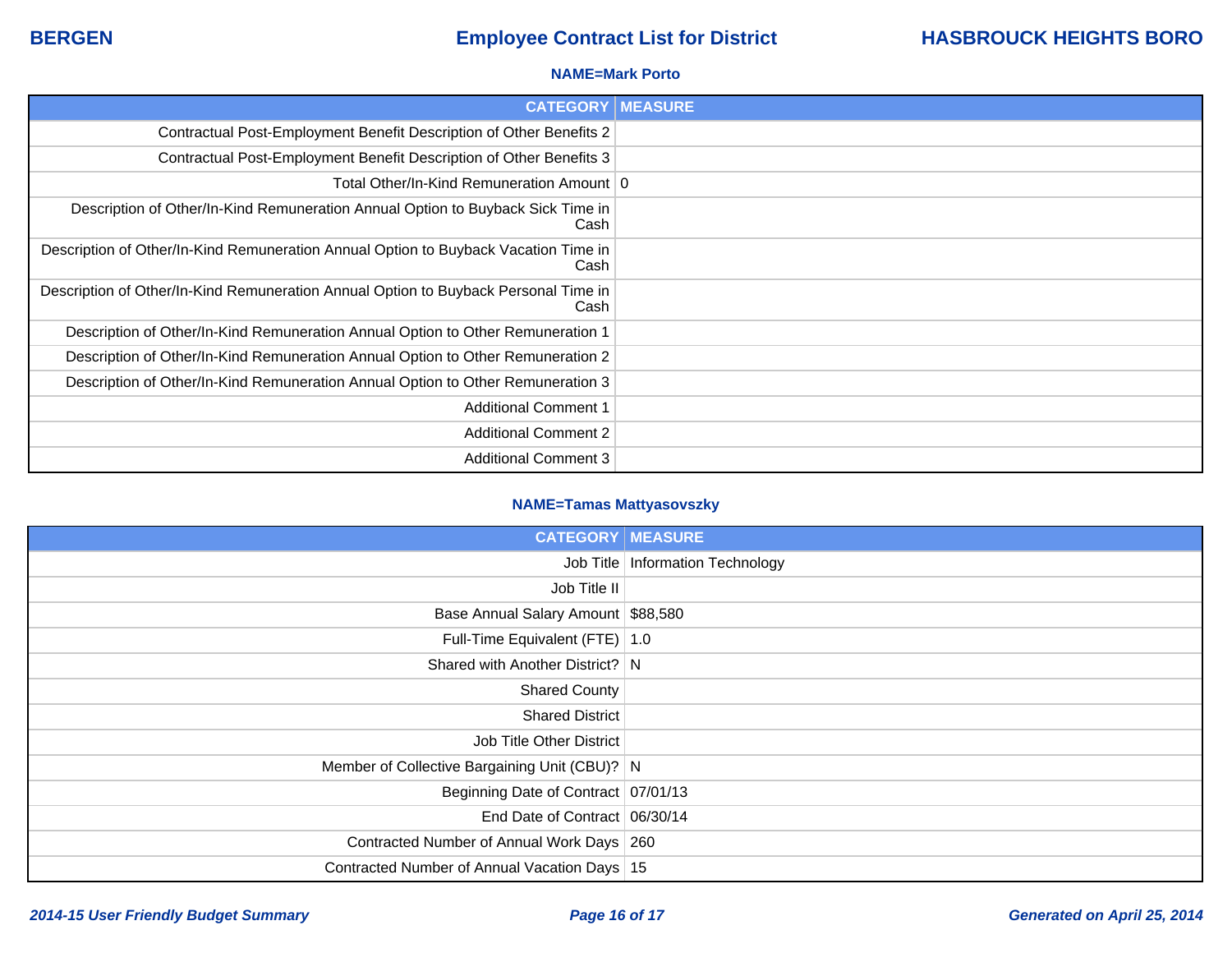**NAME=Mark Porto**

| CATEGORY | MEASURE |
|---|---|
| Contractual Post-Employment Benefit Description of Other Benefits 2 | |
| Contractual Post-Employment Benefit Description of Other Benefits 3 | |
| Total Other/In-Kind Remuneration Amount | 0 |
| Description of Other/In-Kind Remuneration Annual Option to Buyback Sick Time in Cash | |
| Description of Other/In-Kind Remuneration Annual Option to Buyback Vacation Time in Cash | |
| Description of Other/In-Kind Remuneration Annual Option to Buyback Personal Time in Cash | |
| Description of Other/In-Kind Remuneration Annual Option to Other Remuneration 1 | |
| Description of Other/In-Kind Remuneration Annual Option to Other Remuneration 2 | |
| Description of Other/In-Kind Remuneration Annual Option to Other Remuneration 3 | |
| Additional Comment 1 | |
| Additional Comment 2 | |
| Additional Comment 3 | |

**NAME=Tamas Mattyasovszky**

| CATEGORY | MEASURE |
|---|---|
| Job Title | Information Technology |
| Job Title II | |
| Base Annual Salary Amount | $88,580 |
| Full-Time Equivalent (FTE) | 1.0 |
| Shared with Another District? | N |
| Shared County | |
| Shared District | |
| Job Title Other District | |
| Member of Collective Bargaining Unit (CBU)? | N |
| Beginning Date of Contract | 07/01/13 |
| End Date of Contract | 06/30/14 |
| Contracted Number of Annual Work Days | 260 |
| Contracted Number of Annual Vacation Days | 15 |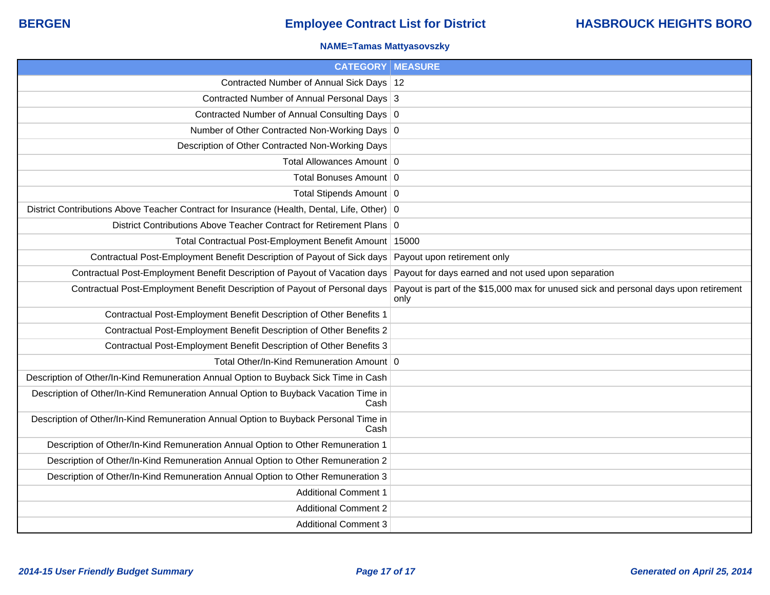**BERGEN** | **Employee Contract List for District** | **HASBROUCK HEIGHTS BORO**

**NAME=Tamas Mattyasovszky**

| CATEGORY | MEASURE |
|---|---|
| Contracted Number of Annual Sick Days | 12 |
| Contracted Number of Annual Personal Days | 3 |
| Contracted Number of Annual Consulting Days | 0 |
| Number of Other Contracted Non-Working Days | 0 |
| Description of Other Contracted Non-Working Days | |
| Total Allowances Amount | 0 |
| Total Bonuses Amount | 0 |
| Total Stipends Amount | 0 |
| District Contributions Above Teacher Contract for Insurance (Health, Dental, Life, Other) | 0 |
| District Contributions Above Teacher Contract for Retirement Plans | 0 |
| Total Contractual Post-Employment Benefit Amount | 15000 |
| Contractual Post-Employment Benefit Description of Payout of Sick days | Payout upon retirement only |
| Contractual Post-Employment Benefit Description of Payout of Vacation days | Payout for days earned and not used upon separation |
| Contractual Post-Employment Benefit Description of Payout of Personal days | Payout is part of the $15,000 max for unused sick and personal days upon retirement only |
| Contractual Post-Employment Benefit Description of Other Benefits 1 | |
| Contractual Post-Employment Benefit Description of Other Benefits 2 | |
| Contractual Post-Employment Benefit Description of Other Benefits 3 | |
| Total Other/In-Kind Remuneration Amount | 0 |
| Description of Other/In-Kind Remuneration Annual Option to Buyback Sick Time in Cash | |
| Description of Other/In-Kind Remuneration Annual Option to Buyback Vacation Time in Cash | |
| Description of Other/In-Kind Remuneration Annual Option to Buyback Personal Time in Cash | |
| Description of Other/In-Kind Remuneration Annual Option to Other Remuneration 1 | |
| Description of Other/In-Kind Remuneration Annual Option to Other Remuneration 2 | |
| Description of Other/In-Kind Remuneration Annual Option to Other Remuneration 3 | |
| Additional Comment 1 | |
| Additional Comment 2 | |
| Additional Comment 3 | |